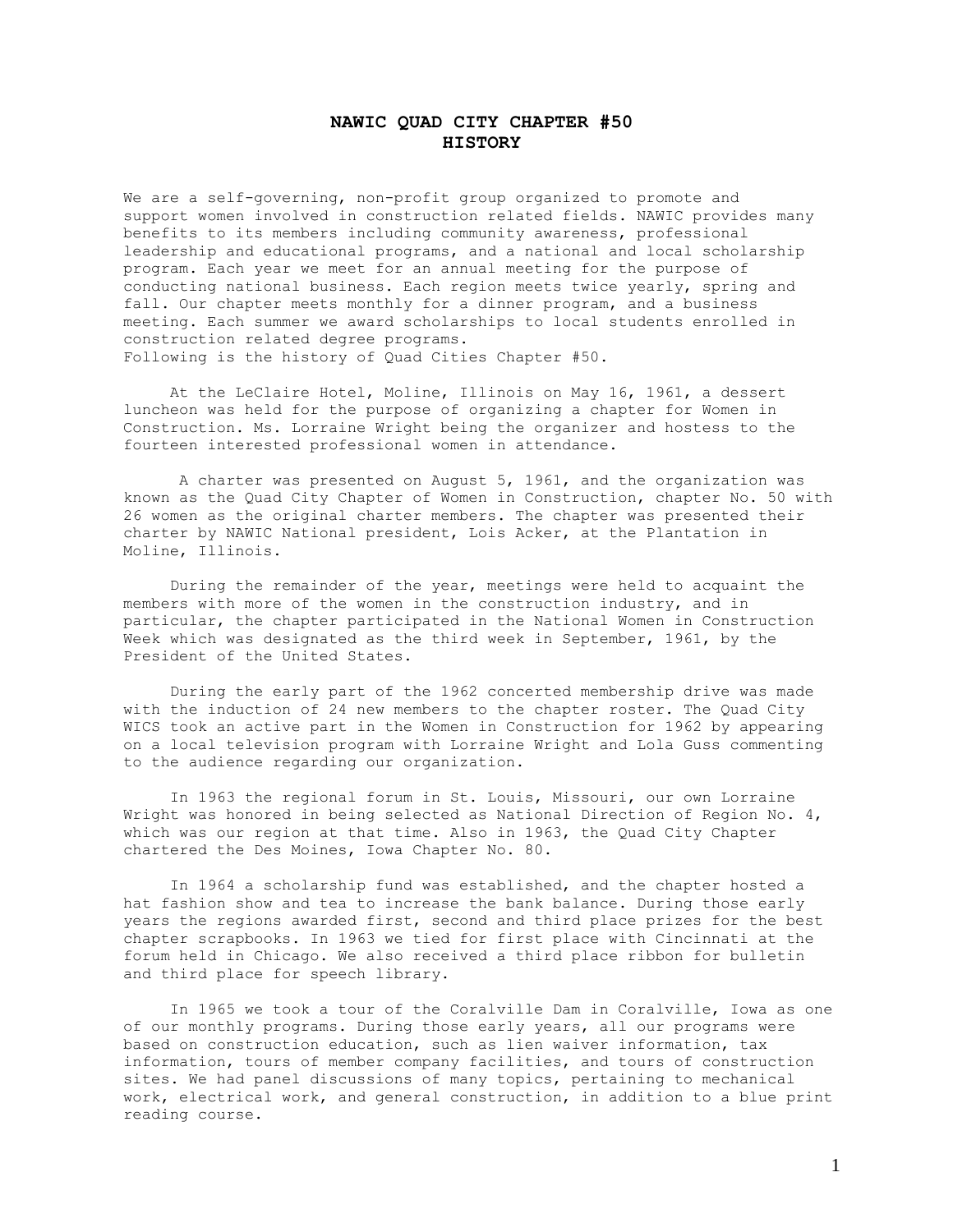# NAWIC QUAD CITY CHAPTER #50
## HISTORY

We are a self-governing, non-profit group organized to promote and support women involved in construction related fields. NAWIC provides many benefits to its members including community awareness, professional leadership and educational programs, and a national and local scholarship program. Each year we meet for an annual meeting for the purpose of conducting national business. Each region meets twice yearly, spring and fall. Our chapter meets monthly for a dinner program, and a business meeting. Each summer we award scholarships to local students enrolled in construction related degree programs.
Following is the history of Quad Cities Chapter #50.

At the LeClaire Hotel, Moline, Illinois on May 16, 1961, a dessert luncheon was held for the purpose of organizing a chapter for Women in Construction. Ms. Lorraine Wright being the organizer and hostess to the fourteen interested professional women in attendance.

A charter was presented on August 5, 1961, and the organization was known as the Quad City Chapter of Women in Construction, chapter No. 50 with 26 women as the original charter members. The chapter was presented their charter by NAWIC National president, Lois Acker, at the Plantation in Moline, Illinois.

During the remainder of the year, meetings were held to acquaint the members with more of the women in the construction industry, and in particular, the chapter participated in the National Women in Construction Week which was designated as the third week in September, 1961, by the President of the United States.

During the early part of the 1962 concerted membership drive was made with the induction of 24 new members to the chapter roster. The Quad City WICS took an active part in the Women in Construction for 1962 by appearing on a local television program with Lorraine Wright and Lola Guss commenting to the audience regarding our organization.

In 1963 the regional forum in St. Louis, Missouri, our own Lorraine Wright was honored in being selected as National Direction of Region No. 4, which was our region at that time. Also in 1963, the Quad City Chapter chartered the Des Moines, Iowa Chapter No. 80.

In 1964 a scholarship fund was established, and the chapter hosted a hat fashion show and tea to increase the bank balance. During those early years the regions awarded first, second and third place prizes for the best chapter scrapbooks. In 1963 we tied for first place with Cincinnati at the forum held in Chicago. We also received a third place ribbon for bulletin and third place for speech library.

In 1965 we took a tour of the Coralville Dam in Coralville, Iowa as one of our monthly programs. During those early years, all our programs were based on construction education, such as lien waiver information, tax information, tours of member company facilities, and tours of construction sites. We had panel discussions of many topics, pertaining to mechanical work, electrical work, and general construction, in addition to a blue print reading course.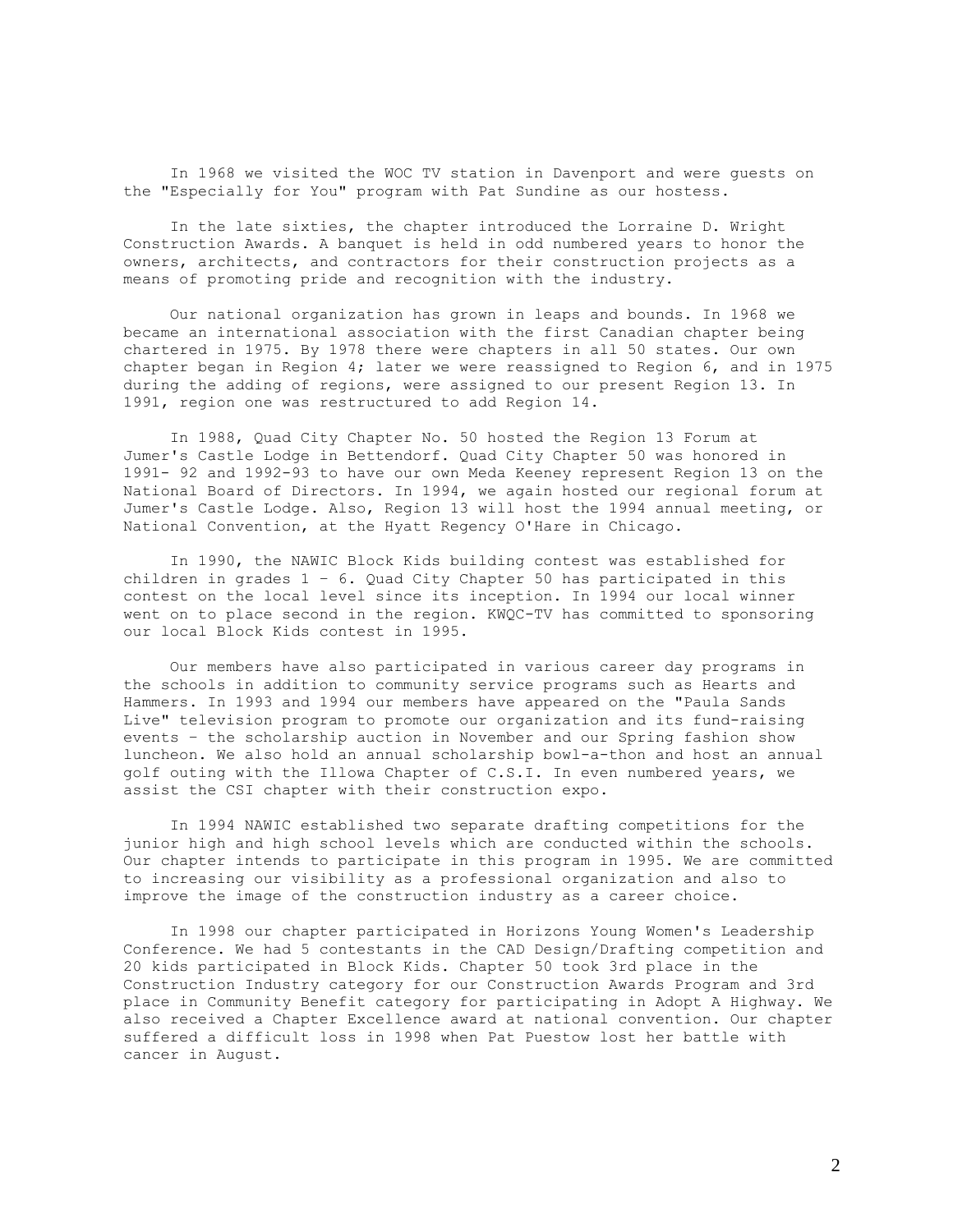In 1968 we visited the WOC TV station in Davenport and were guests on the "Especially for You" program with Pat Sundine as our hostess.

In the late sixties, the chapter introduced the Lorraine D. Wright Construction Awards. A banquet is held in odd numbered years to honor the owners, architects, and contractors for their construction projects as a means of promoting pride and recognition with the industry.

Our national organization has grown in leaps and bounds. In 1968 we became an international association with the first Canadian chapter being chartered in 1975. By 1978 there were chapters in all 50 states. Our own chapter began in Region 4; later we were reassigned to Region 6, and in 1975 during the adding of regions, were assigned to our present Region 13. In 1991, region one was restructured to add Region 14.

In 1988, Quad City Chapter No. 50 hosted the Region 13 Forum at Jumer's Castle Lodge in Bettendorf. Quad City Chapter 50 was honored in 1991- 92 and 1992-93 to have our own Meda Keeney represent Region 13 on the National Board of Directors. In 1994, we again hosted our regional forum at Jumer's Castle Lodge. Also, Region 13 will host the 1994 annual meeting, or National Convention, at the Hyatt Regency O'Hare in Chicago.

In 1990, the NAWIC Block Kids building contest was established for children in grades 1 – 6. Quad City Chapter 50 has participated in this contest on the local level since its inception. In 1994 our local winner went on to place second in the region. KWQC-TV has committed to sponsoring our local Block Kids contest in 1995.

Our members have also participated in various career day programs in the schools in addition to community service programs such as Hearts and Hammers. In 1993 and 1994 our members have appeared on the "Paula Sands Live" television program to promote our organization and its fund-raising events – the scholarship auction in November and our Spring fashion show luncheon. We also hold an annual scholarship bowl-a-thon and host an annual golf outing with the Illowa Chapter of C.S.I. In even numbered years, we assist the CSI chapter with their construction expo.

In 1994 NAWIC established two separate drafting competitions for the junior high and high school levels which are conducted within the schools. Our chapter intends to participate in this program in 1995. We are committed to increasing our visibility as a professional organization and also to improve the image of the construction industry as a career choice.

In 1998 our chapter participated in Horizons Young Women's Leadership Conference. We had 5 contestants in the CAD Design/Drafting competition and 20 kids participated in Block Kids. Chapter 50 took 3rd place in the Construction Industry category for our Construction Awards Program and 3rd place in Community Benefit category for participating in Adopt A Highway. We also received a Chapter Excellence award at national convention. Our chapter suffered a difficult loss in 1998 when Pat Puestow lost her battle with cancer in August.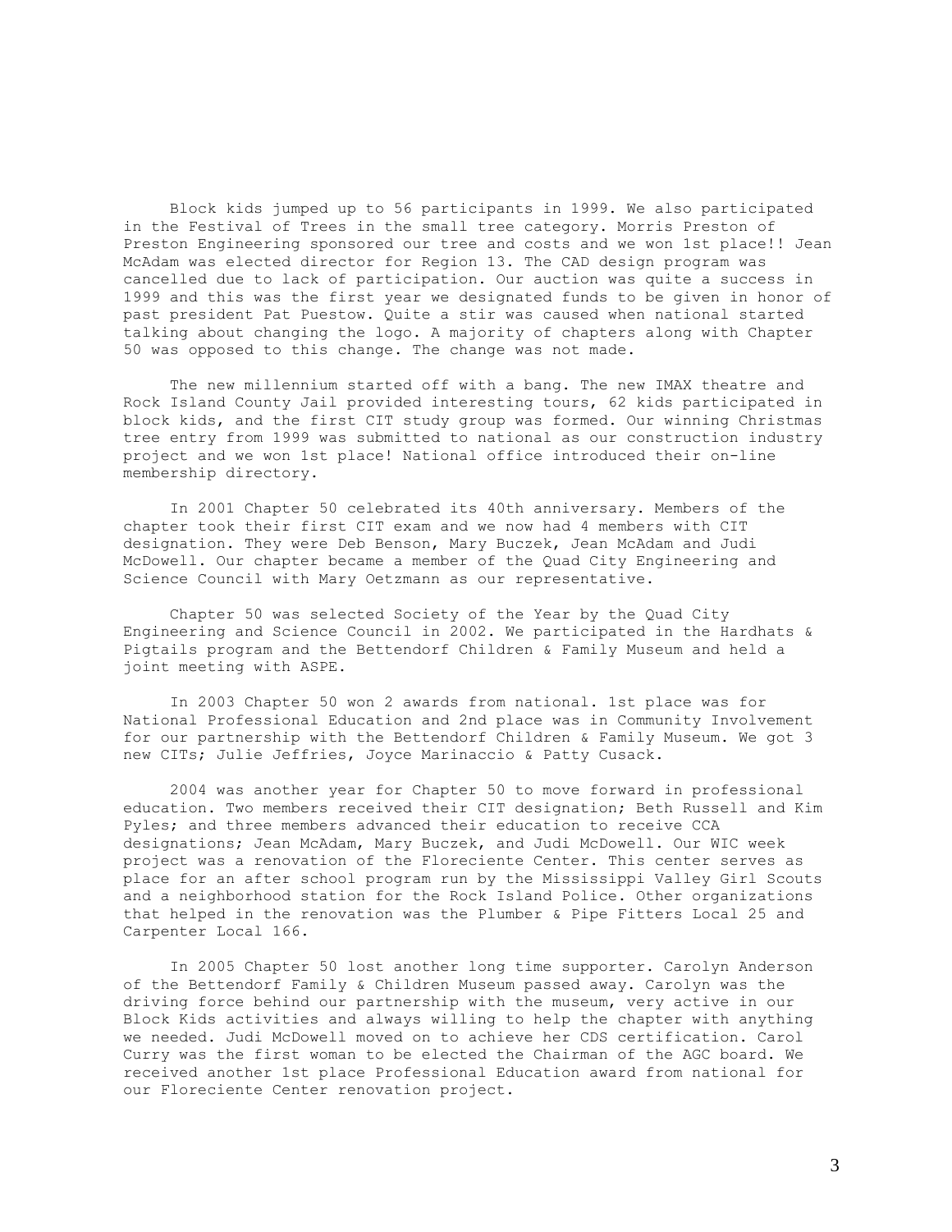Block kids jumped up to 56 participants in 1999. We also participated in the Festival of Trees in the small tree category. Morris Preston of Preston Engineering sponsored our tree and costs and we won 1st place!! Jean McAdam was elected director for Region 13. The CAD design program was cancelled due to lack of participation. Our auction was quite a success in 1999 and this was the first year we designated funds to be given in honor of past president Pat Puestow. Quite a stir was caused when national started talking about changing the logo. A majority of chapters along with Chapter 50 was opposed to this change. The change was not made.

The new millennium started off with a bang. The new IMAX theatre and Rock Island County Jail provided interesting tours, 62 kids participated in block kids, and the first CIT study group was formed. Our winning Christmas tree entry from 1999 was submitted to national as our construction industry project and we won 1st place! National office introduced their on-line membership directory.

In 2001 Chapter 50 celebrated its 40th anniversary. Members of the chapter took their first CIT exam and we now had 4 members with CIT designation. They were Deb Benson, Mary Buczek, Jean McAdam and Judi McDowell. Our chapter became a member of the Quad City Engineering and Science Council with Mary Oetzmann as our representative.

Chapter 50 was selected Society of the Year by the Quad City Engineering and Science Council in 2002. We participated in the Hardhats & Pigtails program and the Bettendorf Children & Family Museum and held a joint meeting with ASPE.

In 2003 Chapter 50 won 2 awards from national. 1st place was for National Professional Education and 2nd place was in Community Involvement for our partnership with the Bettendorf Children & Family Museum. We got 3 new CITs; Julie Jeffries, Joyce Marinaccio & Patty Cusack.

2004 was another year for Chapter 50 to move forward in professional education. Two members received their CIT designation; Beth Russell and Kim Pyles; and three members advanced their education to receive CCA designations; Jean McAdam, Mary Buczek, and Judi McDowell. Our WIC week project was a renovation of the Floreciente Center. This center serves as place for an after school program run by the Mississippi Valley Girl Scouts and a neighborhood station for the Rock Island Police. Other organizations that helped in the renovation was the Plumber & Pipe Fitters Local 25 and Carpenter Local 166.

In 2005 Chapter 50 lost another long time supporter. Carolyn Anderson of the Bettendorf Family & Children Museum passed away. Carolyn was the driving force behind our partnership with the museum, very active in our Block Kids activities and always willing to help the chapter with anything we needed. Judi McDowell moved on to achieve her CDS certification. Carol Curry was the first woman to be elected the Chairman of the AGC board. We received another 1st place Professional Education award from national for our Floreciente Center renovation project.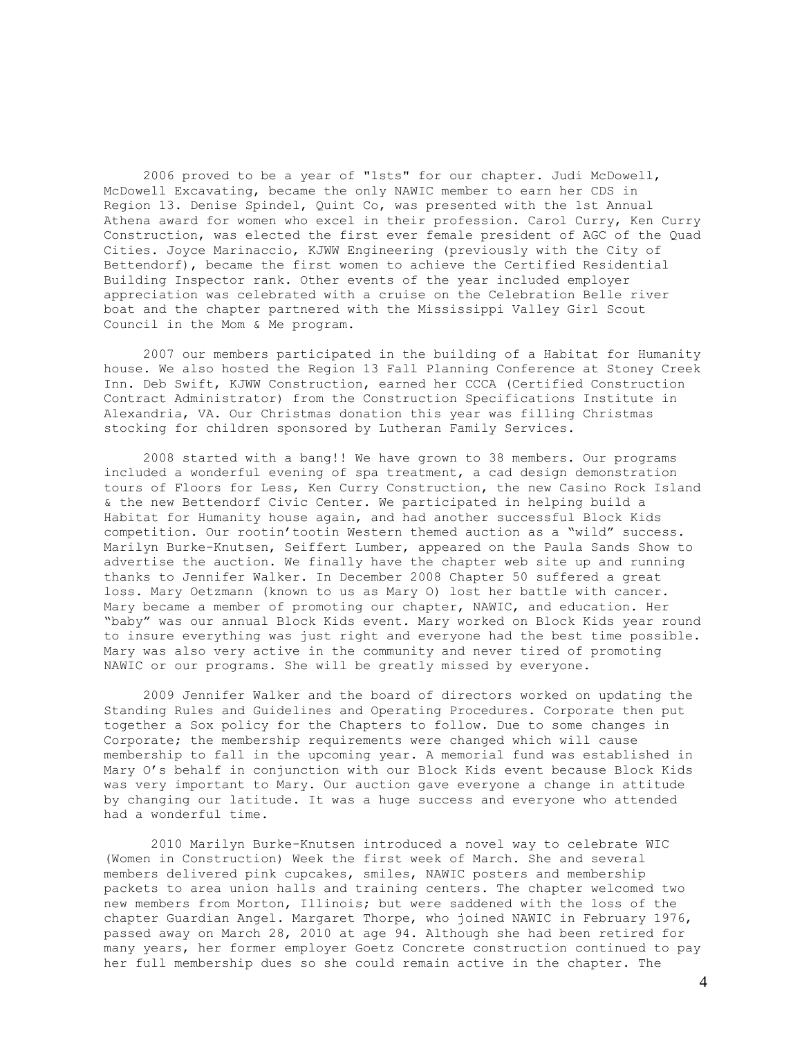2006 proved to be a year of "1sts" for our chapter. Judi McDowell, McDowell Excavating, became the only NAWIC member to earn her CDS in Region 13. Denise Spindel, Quint Co, was presented with the 1st Annual Athena award for women who excel in their profession. Carol Curry, Ken Curry Construction, was elected the first ever female president of AGC of the Quad Cities. Joyce Marinaccio, KJWW Engineering (previously with the City of Bettendorf), became the first women to achieve the Certified Residential Building Inspector rank. Other events of the year included employer appreciation was celebrated with a cruise on the Celebration Belle river boat and the chapter partnered with the Mississippi Valley Girl Scout Council in the Mom & Me program.

2007 our members participated in the building of a Habitat for Humanity house. We also hosted the Region 13 Fall Planning Conference at Stoney Creek Inn. Deb Swift, KJWW Construction, earned her CCCA (Certified Construction Contract Administrator) from the Construction Specifications Institute in Alexandria, VA. Our Christmas donation this year was filling Christmas stocking for children sponsored by Lutheran Family Services.

2008 started with a bang!! We have grown to 38 members. Our programs included a wonderful evening of spa treatment, a cad design demonstration tours of Floors for Less, Ken Curry Construction, the new Casino Rock Island & the new Bettendorf Civic Center. We participated in helping build a Habitat for Humanity house again, and had another successful Block Kids competition. Our rootin'tootin Western themed auction as a "wild" success. Marilyn Burke-Knutsen, Seiffert Lumber, appeared on the Paula Sands Show to advertise the auction. We finally have the chapter web site up and running thanks to Jennifer Walker. In December 2008 Chapter 50 suffered a great loss. Mary Oetzmann (known to us as Mary O) lost her battle with cancer. Mary became a member of promoting our chapter, NAWIC, and education. Her "baby" was our annual Block Kids event. Mary worked on Block Kids year round to insure everything was just right and everyone had the best time possible. Mary was also very active in the community and never tired of promoting NAWIC or our programs. She will be greatly missed by everyone.

2009 Jennifer Walker and the board of directors worked on updating the Standing Rules and Guidelines and Operating Procedures. Corporate then put together a Sox policy for the Chapters to follow. Due to some changes in Corporate; the membership requirements were changed which will cause membership to fall in the upcoming year. A memorial fund was established in Mary O's behalf in conjunction with our Block Kids event because Block Kids was very important to Mary. Our auction gave everyone a change in attitude by changing our latitude. It was a huge success and everyone who attended had a wonderful time.

2010 Marilyn Burke-Knutsen introduced a novel way to celebrate WIC (Women in Construction) Week the first week of March. She and several members delivered pink cupcakes, smiles, NAWIC posters and membership packets to area union halls and training centers. The chapter welcomed two new members from Morton, Illinois; but were saddened with the loss of the chapter Guardian Angel. Margaret Thorpe, who joined NAWIC in February 1976, passed away on March 28, 2010 at age 94. Although she had been retired for many years, her former employer Goetz Concrete construction continued to pay her full membership dues so she could remain active in the chapter. The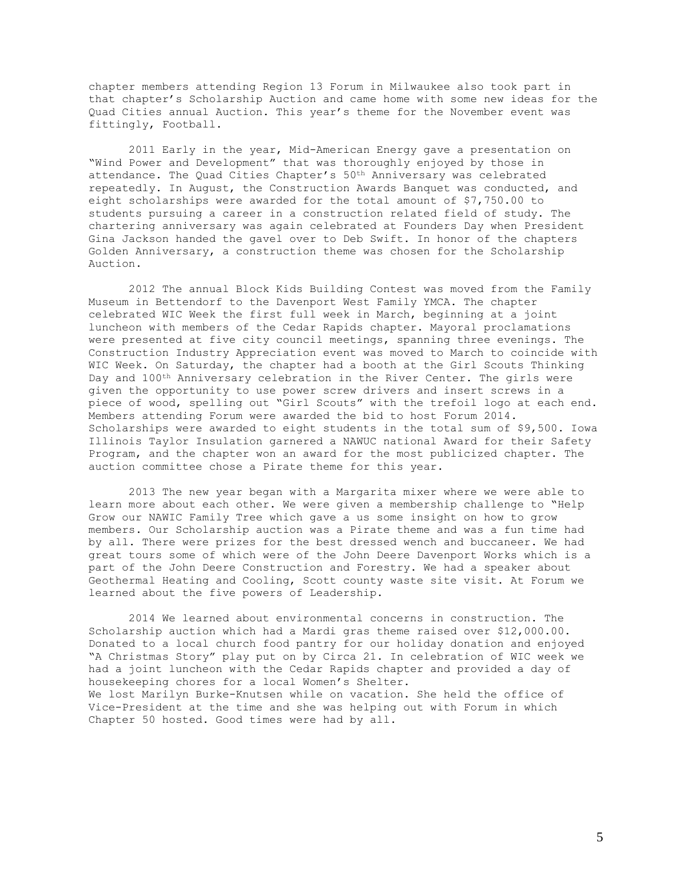chapter members attending Region 13 Forum in Milwaukee also took part in that chapter's Scholarship Auction and came home with some new ideas for the Quad Cities annual Auction. This year's theme for the November event was fittingly, Football.

2011 Early in the year, Mid-American Energy gave a presentation on "Wind Power and Development" that was thoroughly enjoyed by those in attendance. The Quad Cities Chapter's 50th Anniversary was celebrated repeatedly. In August, the Construction Awards Banquet was conducted, and eight scholarships were awarded for the total amount of $7,750.00 to students pursuing a career in a construction related field of study. The chartering anniversary was again celebrated at Founders Day when President Gina Jackson handed the gavel over to Deb Swift. In honor of the chapters Golden Anniversary, a construction theme was chosen for the Scholarship Auction.

2012 The annual Block Kids Building Contest was moved from the Family Museum in Bettendorf to the Davenport West Family YMCA. The chapter celebrated WIC Week the first full week in March, beginning at a joint luncheon with members of the Cedar Rapids chapter. Mayoral proclamations were presented at five city council meetings, spanning three evenings. The Construction Industry Appreciation event was moved to March to coincide with WIC Week. On Saturday, the chapter had a booth at the Girl Scouts Thinking Day and 100th Anniversary celebration in the River Center. The girls were given the opportunity to use power screw drivers and insert screws in a piece of wood, spelling out "Girl Scouts" with the trefoil logo at each end. Members attending Forum were awarded the bid to host Forum 2014. Scholarships were awarded to eight students in the total sum of $9,500. Iowa Illinois Taylor Insulation garnered a NAWUC national Award for their Safety Program, and the chapter won an award for the most publicized chapter. The auction committee chose a Pirate theme for this year.

2013 The new year began with a Margarita mixer where we were able to learn more about each other. We were given a membership challenge to "Help Grow our NAWIC Family Tree which gave a us some insight on how to grow members. Our Scholarship auction was a Pirate theme and was a fun time had by all. There were prizes for the best dressed wench and buccaneer. We had great tours some of which were of the John Deere Davenport Works which is a part of the John Deere Construction and Forestry. We had a speaker about Geothermal Heating and Cooling, Scott county waste site visit. At Forum we learned about the five powers of Leadership.

2014 We learned about environmental concerns in construction. The Scholarship auction which had a Mardi gras theme raised over $12,000.00. Donated to a local church food pantry for our holiday donation and enjoyed "A Christmas Story" play put on by Circa 21. In celebration of WIC week we had a joint luncheon with the Cedar Rapids chapter and provided a day of housekeeping chores for a local Women's Shelter.
We lost Marilyn Burke-Knutsen while on vacation. She held the office of Vice-President at the time and she was helping out with Forum in which Chapter 50 hosted. Good times were had by all.